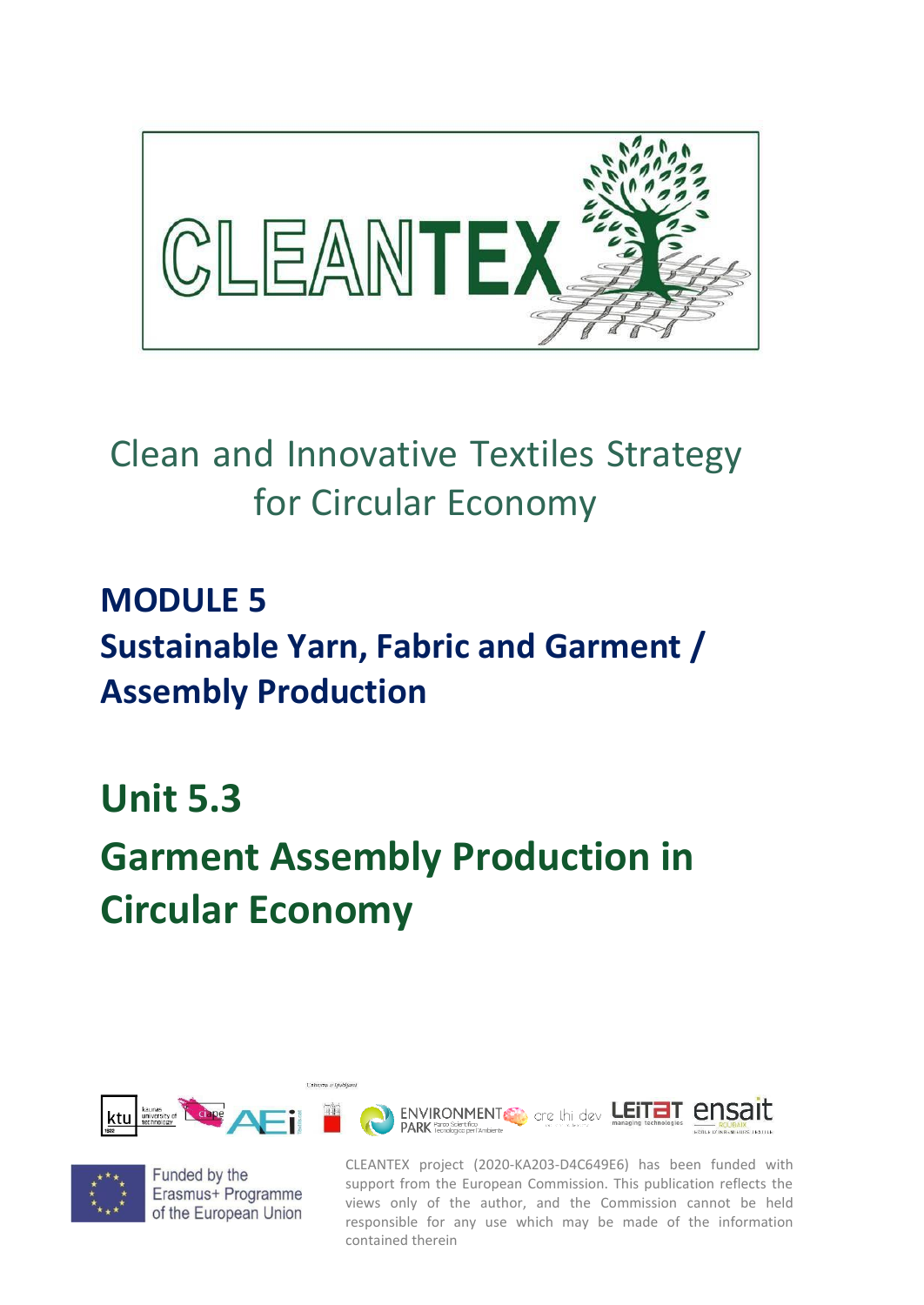# CLEANTEX

Clean and Innovative Textiles Strategy for Circular Economy

## MODULE 5
## Sustainable Yarn, Fabric and Garment / Assembly Production

## Unit 5.3
## Garment Assembly Production in Circular Economy

Funded by the Erasmus+ Programme of the European Union

CLEANTEX project (2020-KA203-D4C649E6) has been funded with support from the European Commission. This publication reflects the views only of the author, and the Commission cannot be held responsible for any use which may be made of the information contained therein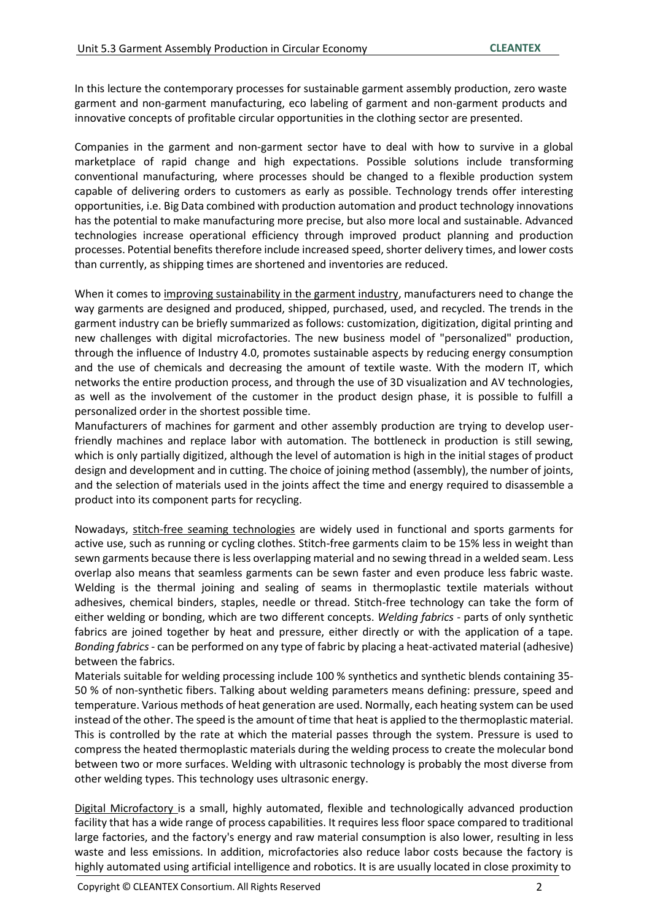In this lecture the contemporary processes for sustainable garment assembly production, zero waste garment and non-garment manufacturing, eco labeling of garment and non-garment products and innovative concepts of profitable circular opportunities in the clothing sector are presented.

Companies in the garment and non-garment sector have to deal with how to survive in a global marketplace of rapid change and high expectations. Possible solutions include transforming conventional manufacturing, where processes should be changed to a flexible production system capable of delivering orders to customers as early as possible. Technology trends offer interesting opportunities, i.e. Big Data combined with production automation and product technology innovations has the potential to make manufacturing more precise, but also more local and sustainable. Advanced technologies increase operational efficiency through improved product planning and production processes. Potential benefits therefore include increased speed, shorter delivery times, and lower costs than currently, as shipping times are shortened and inventories are reduced.

When it comes to improving sustainability in the garment industry, manufacturers need to change the way garments are designed and produced, shipped, purchased, used, and recycled. The trends in the garment industry can be briefly summarized as follows: customization, digitization, digital printing and new challenges with digital microfactories. The new business model of "personalized" production, through the influence of Industry 4.0, promotes sustainable aspects by reducing energy consumption and the use of chemicals and decreasing the amount of textile waste. With the modern IT, which networks the entire production process, and through the use of 3D visualization and AV technologies, as well as the involvement of the customer in the product design phase, it is possible to fulfill a personalized order in the shortest possible time.

Manufacturers of machines for garment and other assembly production are trying to develop user-friendly machines and replace labor with automation. The bottleneck in production is still sewing, which is only partially digitized, although the level of automation is high in the initial stages of product design and development and in cutting. The choice of joining method (assembly), the number of joints, and the selection of materials used in the joints affect the time and energy required to disassemble a product into its component parts for recycling.

Nowadays, stitch-free seaming technologies are widely used in functional and sports garments for active use, such as running or cycling clothes. Stitch-free garments claim to be 15% less in weight than sewn garments because there is less overlapping material and no sewing thread in a welded seam. Less overlap also means that seamless garments can be sewn faster and even produce less fabric waste. Welding is the thermal joining and sealing of seams in thermoplastic textile materials without adhesives, chemical binders, staples, needle or thread. Stitch-free technology can take the form of either welding or bonding, which are two different concepts. *Welding fabrics* - parts of only synthetic fabrics are joined together by heat and pressure, either directly or with the application of a tape. *Bonding fabrics* - can be performed on any type of fabric by placing a heat-activated material (adhesive) between the fabrics.

Materials suitable for welding processing include 100 % synthetics and synthetic blends containing 35-50 % of non-synthetic fibers. Talking about welding parameters means defining: pressure, speed and temperature. Various methods of heat generation are used. Normally, each heating system can be used instead of the other. The speed is the amount of time that heat is applied to the thermoplastic material. This is controlled by the rate at which the material passes through the system. Pressure is used to compress the heated thermoplastic materials during the welding process to create the molecular bond between two or more surfaces. Welding with ultrasonic technology is probably the most diverse from other welding types. This technology uses ultrasonic energy.

Digital Microfactory is a small, highly automated, flexible and technologically advanced production facility that has a wide range of process capabilities. It requires less floor space compared to traditional large factories, and the factory's energy and raw material consumption is also lower, resulting in less waste and less emissions. In addition, microfactories also reduce labor costs because the factory is highly automated using artificial intelligence and robotics. It is are usually located in close proximity to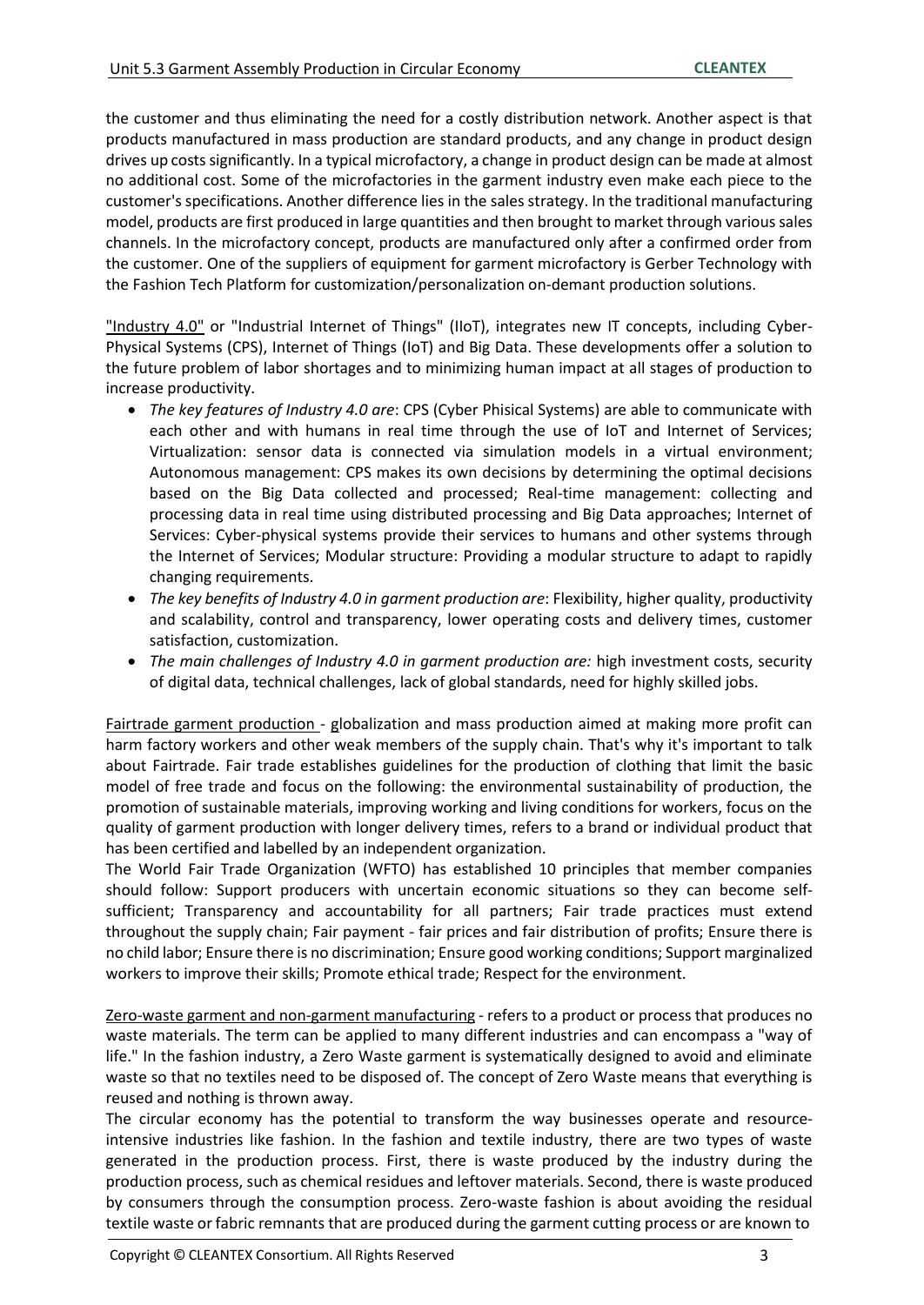the customer and thus eliminating the need for a costly distribution network. Another aspect is that products manufactured in mass production are standard products, and any change in product design drives up costs significantly. In a typical microfactory, a change in product design can be made at almost no additional cost. Some of the microfactories in the garment industry even make each piece to the customer's specifications. Another difference lies in the sales strategy. In the traditional manufacturing model, products are first produced in large quantities and then brought to market through various sales channels. In the microfactory concept, products are manufactured only after a confirmed order from the customer. One of the suppliers of equipment for garment microfactory is Gerber Technology with the Fashion Tech Platform for customization/personalization on-demant production solutions.

<u>"Industry 4.0"</u> or "Industrial Internet of Things" (IIoT), integrates new IT concepts, including Cyber-Physical Systems (CPS), Internet of Things (IoT) and Big Data. These developments offer a solution to the future problem of labor shortages and to minimizing human impact at all stages of production to increase productivity.

- *The key features of Industry 4.0 are*: CPS (Cyber Phisical Systems) are able to communicate with each other and with humans in real time through the use of IoT and Internet of Services; Virtualization: sensor data is connected via simulation models in a virtual environment; Autonomous management: CPS makes its own decisions by determining the optimal decisions based on the Big Data collected and processed; Real-time management: collecting and processing data in real time using distributed processing and Big Data approaches; Internet of Services: Cyber-physical systems provide their services to humans and other systems through the Internet of Services; Modular structure: Providing a modular structure to adapt to rapidly changing requirements.
- *The key benefits of Industry 4.0 in garment production are*: Flexibility, higher quality, productivity and scalability, control and transparency, lower operating costs and delivery times, customer satisfaction, customization.
- *The main challenges of Industry 4.0 in garment production are:* high investment costs, security of digital data, technical challenges, lack of global standards, need for highly skilled jobs.

<u>Fairtrade garment production</u> - globalization and mass production aimed at making more profit can harm factory workers and other weak members of the supply chain. That's why it's important to talk about Fairtrade. Fair trade establishes guidelines for the production of clothing that limit the basic model of free trade and focus on the following: the environmental sustainability of production, the promotion of sustainable materials, improving working and living conditions for workers, focus on the quality of garment production with longer delivery times, refers to a brand or individual product that has been certified and labelled by an independent organization.

The World Fair Trade Organization (WFTO) has established 10 principles that member companies should follow: Support producers with uncertain economic situations so they can become self-sufficient; Transparency and accountability for all partners; Fair trade practices must extend throughout the supply chain; Fair payment - fair prices and fair distribution of profits; Ensure there is no child labor; Ensure there is no discrimination; Ensure good working conditions; Support marginalized workers to improve their skills; Promote ethical trade; Respect for the environment.

<u>Zero-waste garment and non-garment manufacturing</u> - refers to a product or process that produces no waste materials. The term can be applied to many different industries and can encompass a "way of life." In the fashion industry, a Zero Waste garment is systematically designed to avoid and eliminate waste so that no textiles need to be disposed of. The concept of Zero Waste means that everything is reused and nothing is thrown away.

The circular economy has the potential to transform the way businesses operate and resource-intensive industries like fashion. In the fashion and textile industry, there are two types of waste generated in the production process. First, there is waste produced by the industry during the production process, such as chemical residues and leftover materials. Second, there is waste produced by consumers through the consumption process. Zero-waste fashion is about avoiding the residual textile waste or fabric remnants that are produced during the garment cutting process or are known to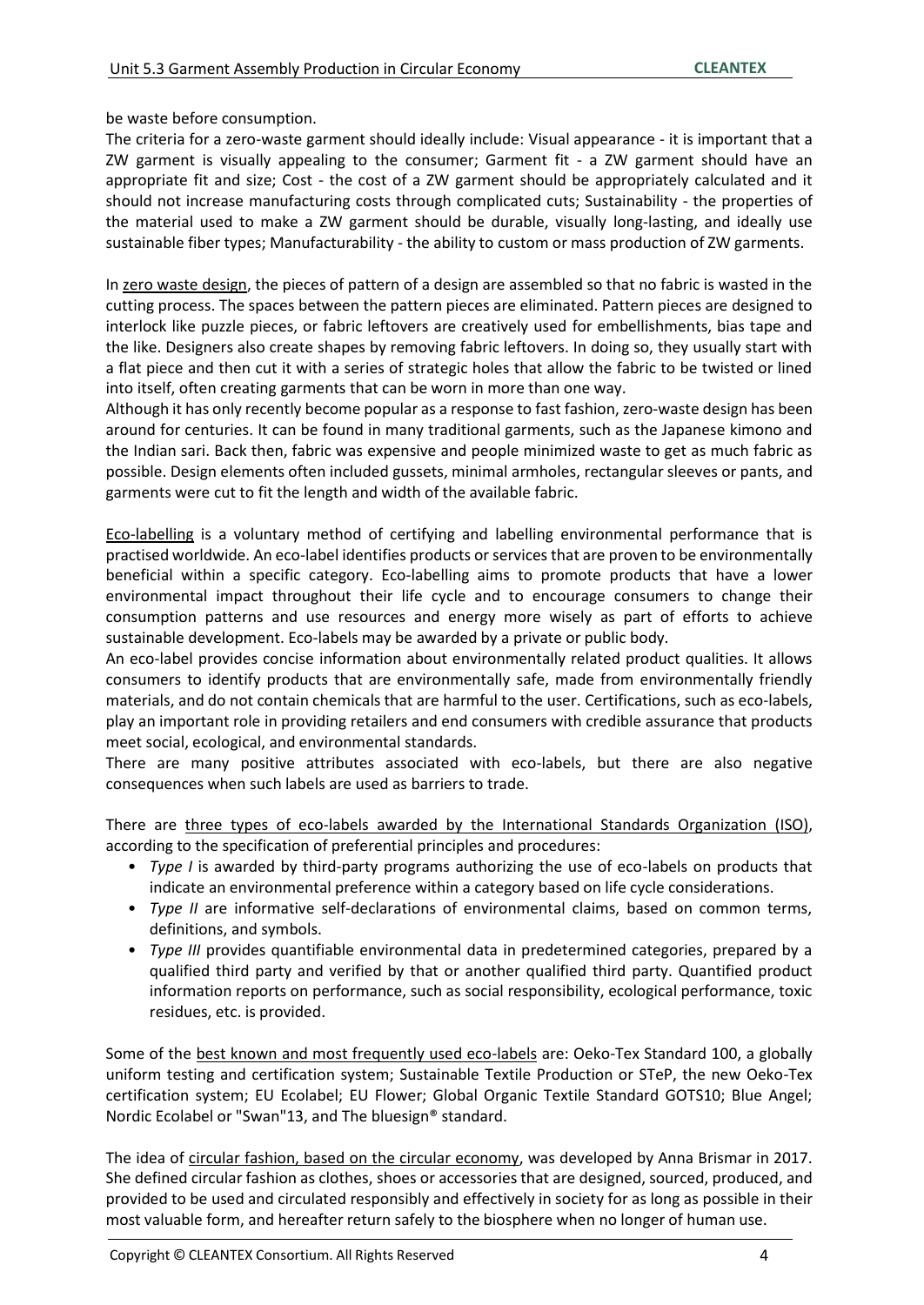be waste before consumption.

The criteria for a zero-waste garment should ideally include: Visual appearance - it is important that a ZW garment is visually appealing to the consumer; Garment fit - a ZW garment should have an appropriate fit and size; Cost - the cost of a ZW garment should be appropriately calculated and it should not increase manufacturing costs through complicated cuts; Sustainability - the properties of the material used to make a ZW garment should be durable, visually long-lasting, and ideally use sustainable fiber types; Manufacturability - the ability to custom or mass production of ZW garments.

In zero waste design, the pieces of pattern of a design are assembled so that no fabric is wasted in the cutting process. The spaces between the pattern pieces are eliminated. Pattern pieces are designed to interlock like puzzle pieces, or fabric leftovers are creatively used for embellishments, bias tape and the like. Designers also create shapes by removing fabric leftovers. In doing so, they usually start with a flat piece and then cut it with a series of strategic holes that allow the fabric to be twisted or lined into itself, often creating garments that can be worn in more than one way.

Although it has only recently become popular as a response to fast fashion, zero-waste design has been around for centuries. It can be found in many traditional garments, such as the Japanese kimono and the Indian sari. Back then, fabric was expensive and people minimized waste to get as much fabric as possible. Design elements often included gussets, minimal armholes, rectangular sleeves or pants, and garments were cut to fit the length and width of the available fabric.

Eco-labelling is a voluntary method of certifying and labelling environmental performance that is practised worldwide. An eco-label identifies products or services that are proven to be environmentally beneficial within a specific category. Eco-labelling aims to promote products that have a lower environmental impact throughout their life cycle and to encourage consumers to change their consumption patterns and use resources and energy more wisely as part of efforts to achieve sustainable development. Eco-labels may be awarded by a private or public body.

An eco-label provides concise information about environmentally related product qualities. It allows consumers to identify products that are environmentally safe, made from environmentally friendly materials, and do not contain chemicals that are harmful to the user. Certifications, such as eco-labels, play an important role in providing retailers and end consumers with credible assurance that products meet social, ecological, and environmental standards.

There are many positive attributes associated with eco-labels, but there are also negative consequences when such labels are used as barriers to trade.

There are three types of eco-labels awarded by the International Standards Organization (ISO), according to the specification of preferential principles and procedures:

- *Type I* is awarded by third-party programs authorizing the use of eco-labels on products that indicate an environmental preference within a category based on life cycle considerations.
- *Type II* are informative self-declarations of environmental claims, based on common terms, definitions, and symbols.
- *Type III* provides quantifiable environmental data in predetermined categories, prepared by a qualified third party and verified by that or another qualified third party. Quantified product information reports on performance, such as social responsibility, ecological performance, toxic residues, etc. is provided.

Some of the best known and most frequently used eco-labels are: Oeko-Tex Standard 100, a globally uniform testing and certification system; Sustainable Textile Production or STeP, the new Oeko-Tex certification system; EU Ecolabel; EU Flower; Global Organic Textile Standard GOTS10; Blue Angel; Nordic Ecolabel or "Swan"13, and The bluesign® standard.

The idea of circular fashion, based on the circular economy, was developed by Anna Brismar in 2017. She defined circular fashion as clothes, shoes or accessories that are designed, sourced, produced, and provided to be used and circulated responsibly and effectively in society for as long as possible in their most valuable form, and hereafter return safely to the biosphere when no longer of human use.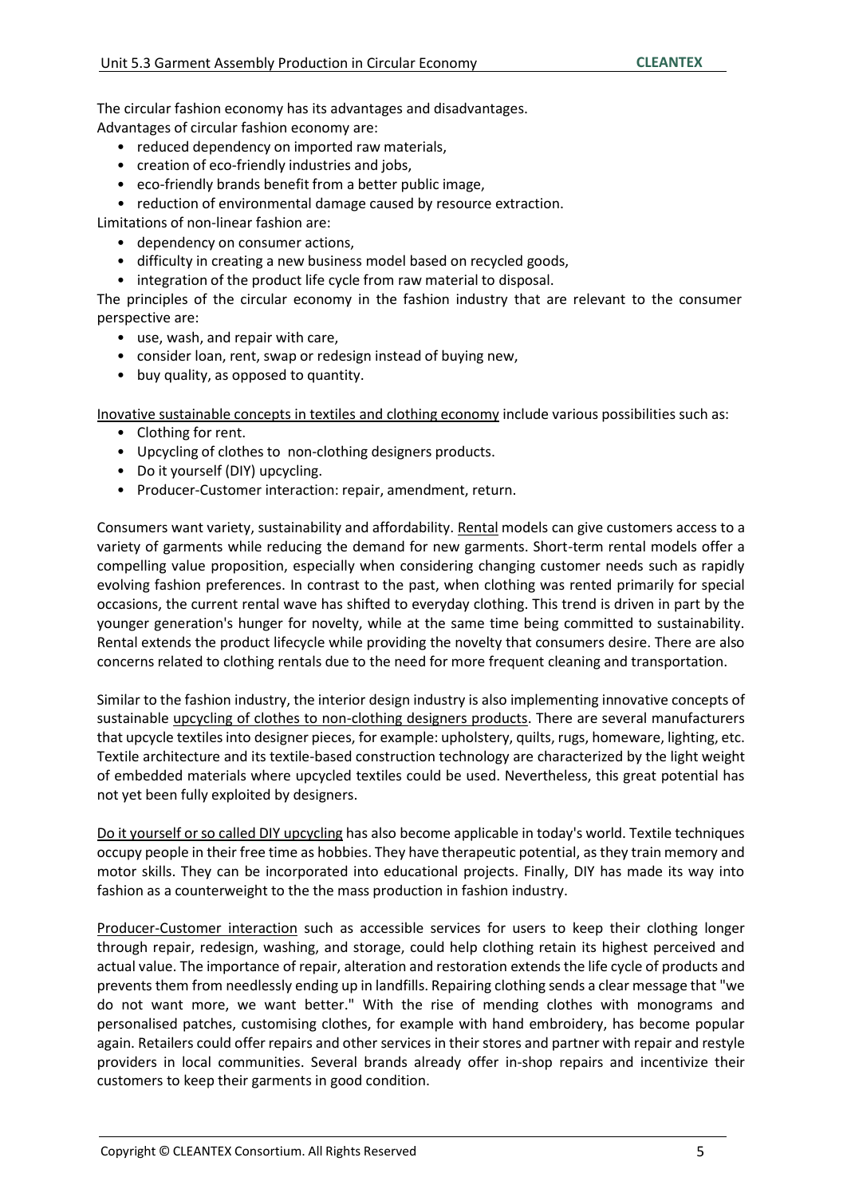The circular fashion economy has its advantages and disadvantages.
Advantages of circular fashion economy are:

- reduced dependency on imported raw materials,
- creation of eco-friendly industries and jobs,
- eco-friendly brands benefit from a better public image,
- reduction of environmental damage caused by resource extraction.

Limitations of non-linear fashion are:

- dependency on consumer actions,
- difficulty in creating a new business model based on recycled goods,
- integration of the product life cycle from raw material to disposal.

The principles of the circular economy in the fashion industry that are relevant to the consumer perspective are:

- use, wash, and repair with care,
- consider loan, rent, swap or redesign instead of buying new,
- buy quality, as opposed to quantity.

<u>Inovative sustainable concepts in textiles and clothing economy</u> include various possibilities such as:

- Clothing for rent.
- Upcycling of clothes to non-clothing designers products.
- Do it yourself (DIY) upcycling.
- Producer-Customer interaction: repair, amendment, return.

Consumers want variety, sustainability and affordability. <u>Rental</u> models can give customers access to a variety of garments while reducing the demand for new garments. Short-term rental models offer a compelling value proposition, especially when considering changing customer needs such as rapidly evolving fashion preferences. In contrast to the past, when clothing was rented primarily for special occasions, the current rental wave has shifted to everyday clothing. This trend is driven in part by the younger generation's hunger for novelty, while at the same time being committed to sustainability. Rental extends the product lifecycle while providing the novelty that consumers desire. There are also concerns related to clothing rentals due to the need for more frequent cleaning and transportation.

Similar to the fashion industry, the interior design industry is also implementing innovative concepts of sustainable <u>upcycling of clothes to non-clothing designers products</u>. There are several manufacturers that upcycle textiles into designer pieces, for example: upholstery, quilts, rugs, homeware, lighting, etc. Textile architecture and its textile-based construction technology are characterized by the light weight of embedded materials where upcycled textiles could be used. Nevertheless, this great potential has not yet been fully exploited by designers.

<u>Do it yourself or so called DIY upcycling</u> has also become applicable in today's world. Textile techniques occupy people in their free time as hobbies. They have therapeutic potential, as they train memory and motor skills. They can be incorporated into educational projects. Finally, DIY has made its way into fashion as a counterweight to the the mass production in fashion industry.

<u>Producer-Customer interaction</u> such as accessible services for users to keep their clothing longer through repair, redesign, washing, and storage, could help clothing retain its highest perceived and actual value. The importance of repair, alteration and restoration extends the life cycle of products and prevents them from needlessly ending up in landfills. Repairing clothing sends a clear message that "we do not want more, we want better." With the rise of mending clothes with monograms and personalised patches, customising clothes, for example with hand embroidery, has become popular again. Retailers could offer repairs and other services in their stores and partner with repair and restyle providers in local communities. Several brands already offer in-shop repairs and incentivize their customers to keep their garments in good condition.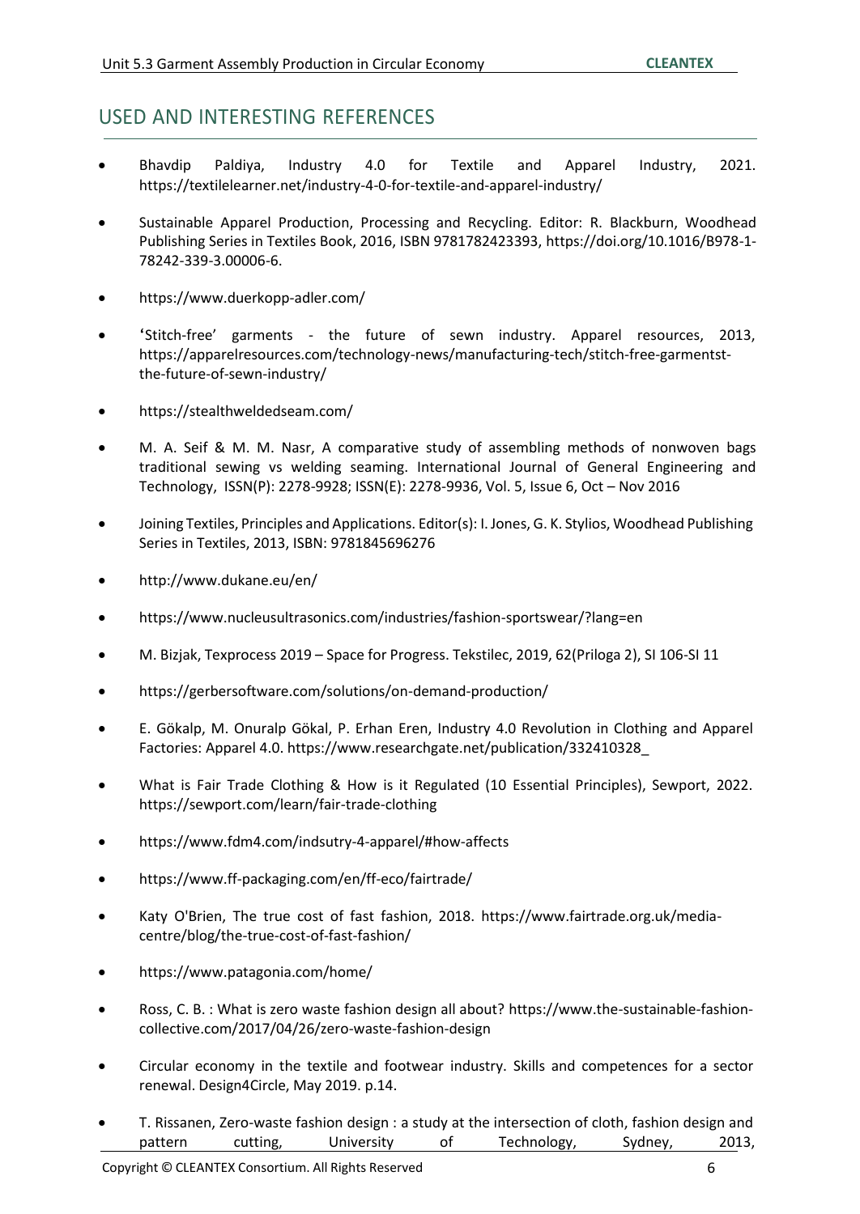## USED AND INTERESTING REFERENCES

- Bhavdip Paldiya, Industry 4.0 for Textile and Apparel Industry, 2021. https://textilelearner.net/industry-4-0-for-textile-and-apparel-industry/
- Sustainable Apparel Production, Processing and Recycling. Editor: R. Blackburn, Woodhead Publishing Series in Textiles Book, 2016, ISBN 9781782423393, https://doi.org/10.1016/B978-1-78242-339-3.00006-6.
- https://www.duerkopp-adler.com/
- 'Stitch-free' garments - the future of sewn industry. Apparel resources, 2013, https://apparelresources.com/technology-news/manufacturing-tech/stitch-free-garmentst-the-future-of-sewn-industry/
- https://stealthweldedseam.com/
- M. A. Seif & M. M. Nasr, A comparative study of assembling methods of nonwoven bags traditional sewing vs welding seaming. International Journal of General Engineering and Technology, ISSN(P): 2278-9928; ISSN(E): 2278-9936, Vol. 5, Issue 6, Oct – Nov 2016
- Joining Textiles, Principles and Applications. Editor(s): I. Jones, G. K. Stylios, Woodhead Publishing Series in Textiles, 2013, ISBN: 9781845696276
- http://www.dukane.eu/en/
- https://www.nucleusultrasonics.com/industries/fashion-sportswear/?lang=en
- M. Bizjak, Texprocess 2019 – Space for Progress. Tekstilec, 2019, 62(Priloga 2), SI 106-SI 11
- https://gerbersoftware.com/solutions/on-demand-production/
- E. Gökalp, M. Onuralp Gökal, P. Erhan Eren, Industry 4.0 Revolution in Clothing and Apparel Factories: Apparel 4.0. https://www.researchgate.net/publication/332410328_
- What is Fair Trade Clothing & How is it Regulated (10 Essential Principles), Sewport, 2022. https://sewport.com/learn/fair-trade-clothing
- https://www.fdm4.com/indsutry-4-apparel/#how-affects
- https://www.ff-packaging.com/en/ff-eco/fairtrade/
- Katy O'Brien, The true cost of fast fashion, 2018. https://www.fairtrade.org.uk/media-centre/blog/the-true-cost-of-fast-fashion/
- https://www.patagonia.com/home/
- Ross, C. B. : What is zero waste fashion design all about? https://www.the-sustainable-fashion-collective.com/2017/04/26/zero-waste-fashion-design
- Circular economy in the textile and footwear industry. Skills and competences for a sector renewal. Design4Circle, May 2019. p.14.
- T. Rissanen, Zero-waste fashion design : a study at the intersection of cloth, fashion design and pattern cutting, University of Technology, Sydney, 2013,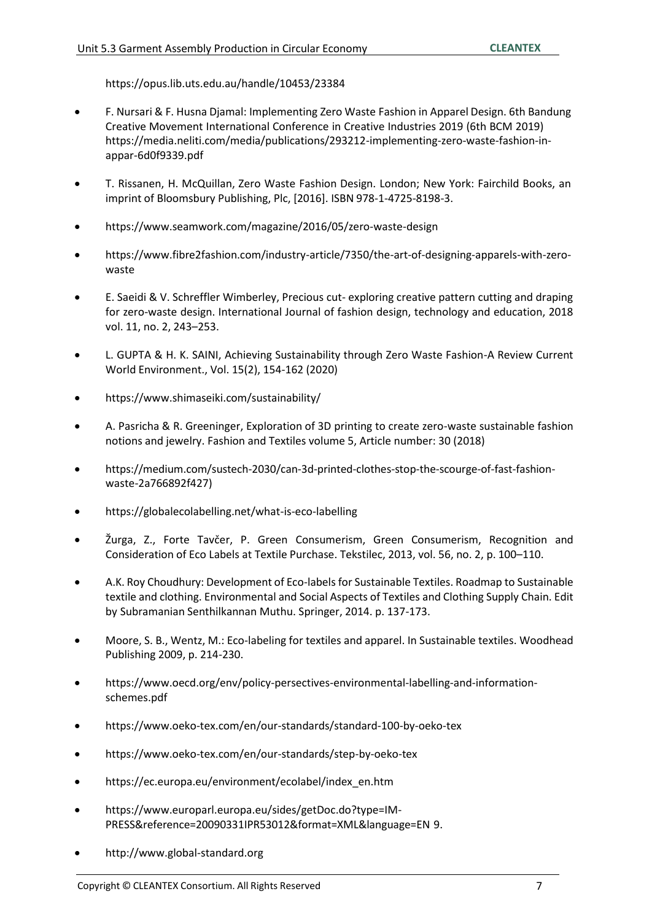https://opus.lib.uts.edu.au/handle/10453/23384

- F. Nursari & F. Husna Djamal: Implementing Zero Waste Fashion in Apparel Design. 6th Bandung Creative Movement International Conference in Creative Industries 2019 (6th BCM 2019) https://media.neliti.com/media/publications/293212-implementing-zero-waste-fashion-in-appar-6d0f9339.pdf
- T. Rissanen, H. McQuillan, Zero Waste Fashion Design. London; New York: Fairchild Books, an imprint of Bloomsbury Publishing, Plc, [2016]. ISBN 978-1-4725-8198-3.
- https://www.seamwork.com/magazine/2016/05/zero-waste-design
- https://www.fibre2fashion.com/industry-article/7350/the-art-of-designing-apparels-with-zero-waste
- E. Saeidi & V. Schreffler Wimberley, Precious cut- exploring creative pattern cutting and draping for zero-waste design. International Journal of fashion design, technology and education, 2018 vol. 11, no. 2, 243–253.
- L. GUPTA & H. K. SAINI, Achieving Sustainability through Zero Waste Fashion-A Review Current World Environment., Vol. 15(2), 154-162 (2020)
- https://www.shimaseiki.com/sustainability/
- A. Pasricha & R. Greeninger, Exploration of 3D printing to create zero-waste sustainable fashion notions and jewelry. Fashion and Textiles volume 5, Article number: 30 (2018)
- https://medium.com/sustech-2030/can-3d-printed-clothes-stop-the-scourge-of-fast-fashion-waste-2a766892f427)
- https://globalecolabelling.net/what-is-eco-labelling
- Žurga, Z., Forte Tavčer, P. Green Consumerism, Green Consumerism, Recognition and Consideration of Eco Labels at Textile Purchase. Tekstilec, 2013, vol. 56, no. 2, p. 100–110.
- A.K. Roy Choudhury: Development of Eco-labels for Sustainable Textiles. Roadmap to Sustainable textile and clothing. Environmental and Social Aspects of Textiles and Clothing Supply Chain. Edit by Subramanian Senthilkannan Muthu. Springer, 2014. p. 137-173.
- Moore, S. B., Wentz, M.: Eco-labeling for textiles and apparel. In Sustainable textiles. Woodhead Publishing 2009, p. 214-230.
- https://www.oecd.org/env/policy-persectives-environmental-labelling-and-information-schemes.pdf
- https://www.oeko-tex.com/en/our-standards/standard-100-by-oeko-tex
- https://www.oeko-tex.com/en/our-standards/step-by-oeko-tex
- https://ec.europa.eu/environment/ecolabel/index_en.htm
- https://www.europarl.europa.eu/sides/getDoc.do?type=IM-PRESS&reference=20090331IPR53012&format=XML&language=EN 9.
- http://www.global-standard.org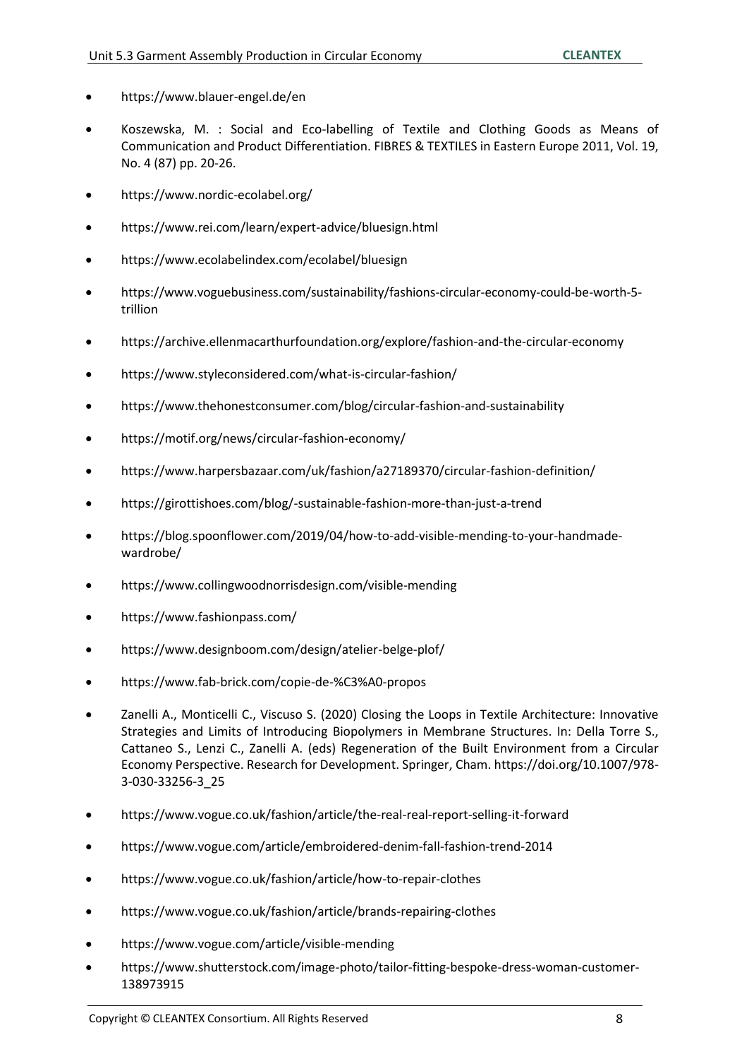- https://www.blauer-engel.de/en
- Koszewska, M. : Social and Eco-labelling of Textile and Clothing Goods as Means of Communication and Product Differentiation. FIBRES & TEXTILES in Eastern Europe 2011, Vol. 19, No. 4 (87) pp. 20-26.
- https://www.nordic-ecolabel.org/
- https://www.rei.com/learn/expert-advice/bluesign.html
- https://www.ecolabelindex.com/ecolabel/bluesign
- https://www.voguebusiness.com/sustainability/fashions-circular-economy-could-be-worth-5-trillion
- https://archive.ellenmacarthurfoundation.org/explore/fashion-and-the-circular-economy
- https://www.styleconsidered.com/what-is-circular-fashion/
- https://www.thehonestconsumer.com/blog/circular-fashion-and-sustainability
- https://motif.org/news/circular-fashion-economy/
- https://www.harpersbazaar.com/uk/fashion/a27189370/circular-fashion-definition/
- https://girottishoes.com/blog/-sustainable-fashion-more-than-just-a-trend
- https://blog.spoonflower.com/2019/04/how-to-add-visible-mending-to-your-handmade-wardrobe/
- https://www.collingwoodnorrisdesign.com/visible-mending
- https://www.fashionpass.com/
- https://www.designboom.com/design/atelier-belge-plof/
- https://www.fab-brick.com/copie-de-%C3%A0-propos
- Zanelli A., Monticelli C., Viscuso S. (2020) Closing the Loops in Textile Architecture: Innovative Strategies and Limits of Introducing Biopolymers in Membrane Structures. In: Della Torre S., Cattaneo S., Lenzi C., Zanelli A. (eds) Regeneration of the Built Environment from a Circular Economy Perspective. Research for Development. Springer, Cham. https://doi.org/10.1007/978-3-030-33256-3_25
- https://www.vogue.co.uk/fashion/article/the-real-real-report-selling-it-forward
- https://www.vogue.com/article/embroidered-denim-fall-fashion-trend-2014
- https://www.vogue.co.uk/fashion/article/how-to-repair-clothes
- https://www.vogue.co.uk/fashion/article/brands-repairing-clothes
- https://www.vogue.com/article/visible-mending
- https://www.shutterstock.com/image-photo/tailor-fitting-bespoke-dress-woman-customer-138973915